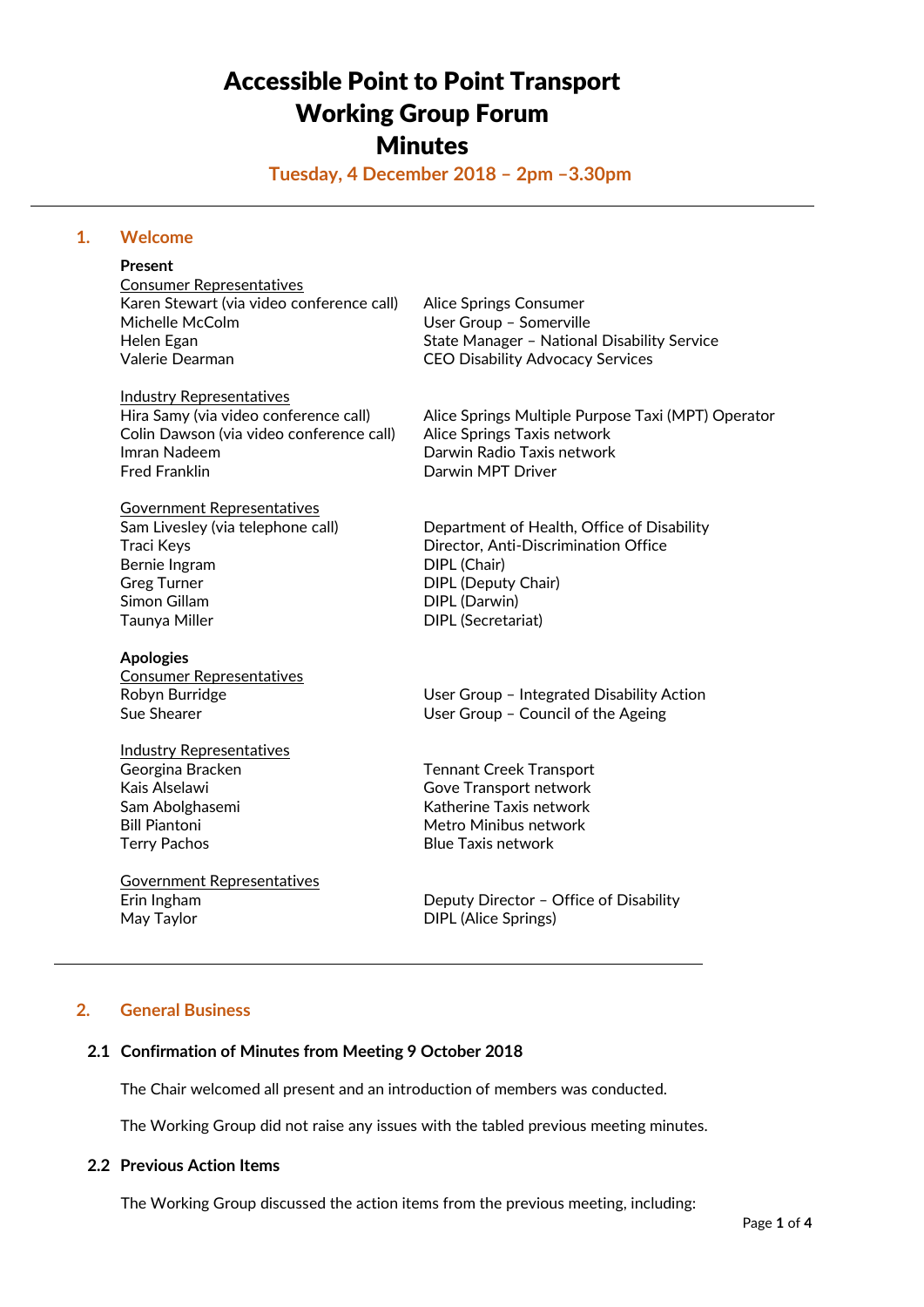# Accessible Point to Point Transport Working Group Forum Minutes

**Tuesday, 4 December 2018 – 2pm –3.30pm**

## 1. Welcome

**Present**

Consumer Representatives

| | |
|---|---|
| Karen Stewart (via video conference call) | Alice Springs Consumer |
| Michelle McColm | User Group – Somerville |
| Helen Egan | State Manager – National Disability Service |
| Valerie Dearman | CEO Disability Advocacy Services |

Industry Representatives

| | |
|---|---|
| Hira Samy (via video conference call) | Alice Springs Multiple Purpose Taxi (MPT) Operator |
| Colin Dawson (via video conference call) | Alice Springs Taxis network |
| Imran Nadeem | Darwin Radio Taxis network |
| Fred Franklin | Darwin MPT Driver |

Government Representatives

| | |
|---|---|
| Sam Livesley (via telephone call) | Department of Health, Office of Disability |
| Traci Keys | Director, Anti-Discrimination Office |
| Bernie Ingram | DIPL (Chair) |
| Greg Turner | DIPL (Deputy Chair) |
| Simon Gillam | DIPL (Darwin) |
| Taunya Miller | DIPL (Secretariat) |

**Apologies**

Consumer Representatives

| | |
|---|---|
| Robyn Burridge | User Group – Integrated Disability Action |
| Sue Shearer | User Group – Council of the Ageing |

Industry Representatives

| | |
|---|---|
| Georgina Bracken | Tennant Creek Transport |
| Kais Alselawi | Gove Transport network |
| Sam Abolghasemi | Katherine Taxis network |
| Bill Piantoni | Metro Minibus network |
| Terry Pachos | Blue Taxis network |

Government Representatives

| | |
|---|---|
| Erin Ingham | Deputy Director – Office of Disability |
| May Taylor | DIPL (Alice Springs) |

## 2. General Business

### 2.1 Confirmation of Minutes from Meeting 9 October 2018

The Chair welcomed all present and an introduction of members was conducted.

The Working Group did not raise any issues with the tabled previous meeting minutes.

### 2.2 Previous Action Items

The Working Group discussed the action items from the previous meeting, including: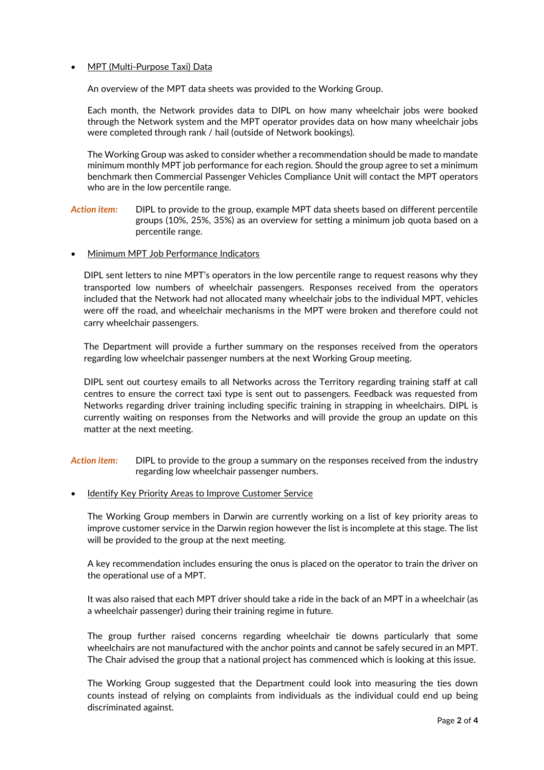- <u>MPT (Multi-Purpose Taxi) Data</u>

  An overview of the MPT data sheets was provided to the Working Group.

  Each month, the Network provides data to DIPL on how many wheelchair jobs were booked through the Network system and the MPT operator provides data on how many wheelchair jobs were completed through rank / hail (outside of Network bookings).

  The Working Group was asked to consider whether a recommendation should be made to mandate minimum monthly MPT job performance for each region. Should the group agree to set a minimum benchmark then Commercial Passenger Vehicles Compliance Unit will contact the MPT operators who are in the low percentile range.

***Action item:*** DIPL to provide to the group, example MPT data sheets based on different percentile groups (10%, 25%, 35%) as an overview for setting a minimum job quota based on a percentile range.

- <u>Minimum MPT Job Performance Indicators</u>

  DIPL sent letters to nine MPT's operators in the low percentile range to request reasons why they transported low numbers of wheelchair passengers. Responses received from the operators included that the Network had not allocated many wheelchair jobs to the individual MPT, vehicles were off the road, and wheelchair mechanisms in the MPT were broken and therefore could not carry wheelchair passengers.

  The Department will provide a further summary on the responses received from the operators regarding low wheelchair passenger numbers at the next Working Group meeting.

  DIPL sent out courtesy emails to all Networks across the Territory regarding training staff at call centres to ensure the correct taxi type is sent out to passengers. Feedback was requested from Networks regarding driver training including specific training in strapping in wheelchairs. DIPL is currently waiting on responses from the Networks and will provide the group an update on this matter at the next meeting.

***Action item:*** DIPL to provide to the group a summary on the responses received from the industry regarding low wheelchair passenger numbers.

- <u>Identify Key Priority Areas to Improve Customer Service</u>

  The Working Group members in Darwin are currently working on a list of key priority areas to improve customer service in the Darwin region however the list is incomplete at this stage. The list will be provided to the group at the next meeting.

  A key recommendation includes ensuring the onus is placed on the operator to train the driver on the operational use of a MPT.

  It was also raised that each MPT driver should take a ride in the back of an MPT in a wheelchair (as a wheelchair passenger) during their training regime in future.

  The group further raised concerns regarding wheelchair tie downs particularly that some wheelchairs are not manufactured with the anchor points and cannot be safely secured in an MPT. The Chair advised the group that a national project has commenced which is looking at this issue.

  The Working Group suggested that the Department could look into measuring the ties down counts instead of relying on complaints from individuals as the individual could end up being discriminated against.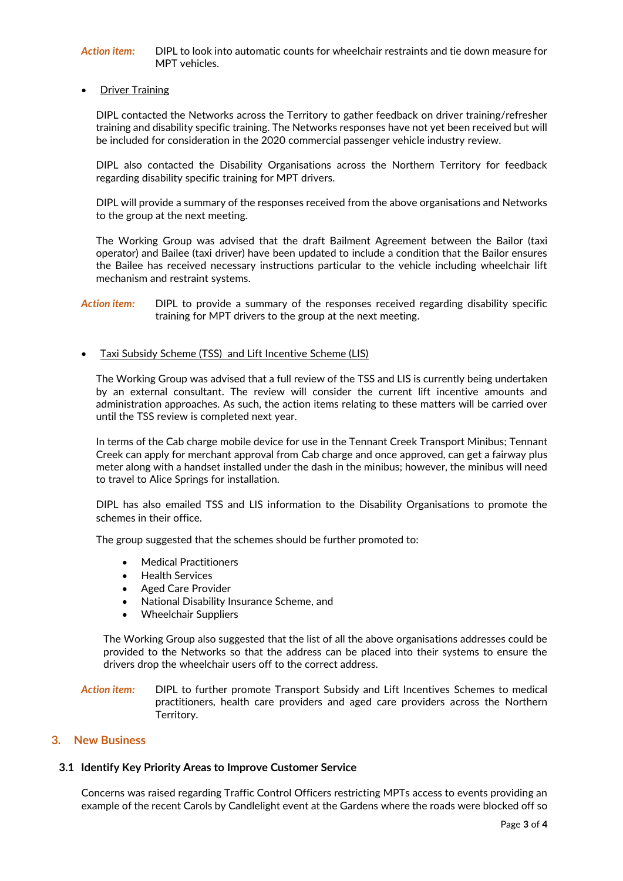*Action item:* DIPL to look into automatic counts for wheelchair restraints and tie down measure for MPT vehicles.

- Driver Training

  DIPL contacted the Networks across the Territory to gather feedback on driver training/refresher training and disability specific training. The Networks responses have not yet been received but will be included for consideration in the 2020 commercial passenger vehicle industry review.

  DIPL also contacted the Disability Organisations across the Northern Territory for feedback regarding disability specific training for MPT drivers.

  DIPL will provide a summary of the responses received from the above organisations and Networks to the group at the next meeting.

  The Working Group was advised that the draft Bailment Agreement between the Bailor (taxi operator) and Bailee (taxi driver) have been updated to include a condition that the Bailor ensures the Bailee has received necessary instructions particular to the vehicle including wheelchair lift mechanism and restraint systems.

*Action item:* DIPL to provide a summary of the responses received regarding disability specific training for MPT drivers to the group at the next meeting.

- Taxi Subsidy Scheme (TSS) and Lift Incentive Scheme (LIS)

  The Working Group was advised that a full review of the TSS and LIS is currently being undertaken by an external consultant. The review will consider the current lift incentive amounts and administration approaches. As such, the action items relating to these matters will be carried over until the TSS review is completed next year.

  In terms of the Cab charge mobile device for use in the Tennant Creek Transport Minibus; Tennant Creek can apply for merchant approval from Cab charge and once approved, can get a fairway plus meter along with a handset installed under the dash in the minibus; however, the minibus will need to travel to Alice Springs for installation.

  DIPL has also emailed TSS and LIS information to the Disability Organisations to promote the schemes in their office.

  The group suggested that the schemes should be further promoted to:

  - Medical Practitioners
  - Health Services
  - Aged Care Provider
  - National Disability Insurance Scheme, and
  - Wheelchair Suppliers

  The Working Group also suggested that the list of all the above organisations addresses could be provided to the Networks so that the address can be placed into their systems to ensure the drivers drop the wheelchair users off to the correct address.

*Action item:* DIPL to further promote Transport Subsidy and Lift Incentives Schemes to medical practitioners, health care providers and aged care providers across the Northern Territory.

## 3. New Business

### 3.1 Identify Key Priority Areas to Improve Customer Service

Concerns was raised regarding Traffic Control Officers restricting MPTs access to events providing an example of the recent Carols by Candlelight event at the Gardens where the roads were blocked off so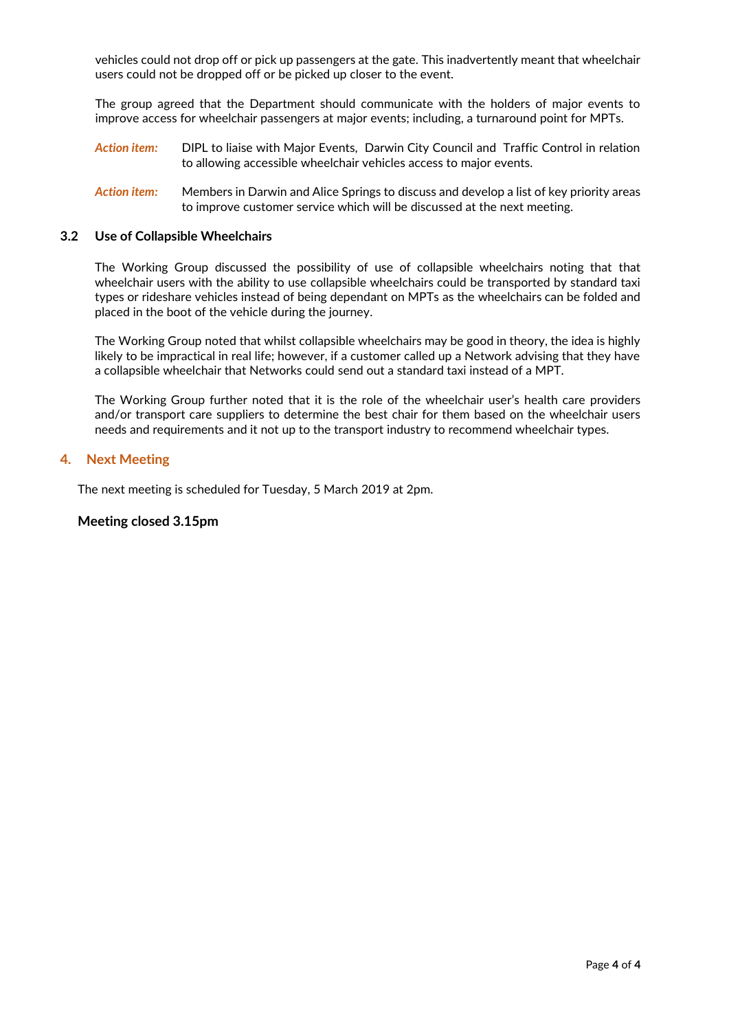vehicles could not drop off or pick up passengers at the gate. This inadvertently meant that wheelchair users could not be dropped off or be picked up closer to the event.

The group agreed that the Department should communicate with the holders of major events to improve access for wheelchair passengers at major events; including, a turnaround point for MPTs.

*Action item:* DIPL to liaise with Major Events, Darwin City Council and Traffic Control in relation to allowing accessible wheelchair vehicles access to major events.

*Action item:* Members in Darwin and Alice Springs to discuss and develop a list of key priority areas to improve customer service which will be discussed at the next meeting.

### 3.2 Use of Collapsible Wheelchairs

The Working Group discussed the possibility of use of collapsible wheelchairs noting that that wheelchair users with the ability to use collapsible wheelchairs could be transported by standard taxi types or rideshare vehicles instead of being dependant on MPTs as the wheelchairs can be folded and placed in the boot of the vehicle during the journey.

The Working Group noted that whilst collapsible wheelchairs may be good in theory, the idea is highly likely to be impractical in real life; however, if a customer called up a Network advising that they have a collapsible wheelchair that Networks could send out a standard taxi instead of a MPT.

The Working Group further noted that it is the role of the wheelchair user's health care providers and/or transport care suppliers to determine the best chair for them based on the wheelchair users needs and requirements and it not up to the transport industry to recommend wheelchair types.

## 4. Next Meeting

The next meeting is scheduled for Tuesday, 5 March 2019 at 2pm.

**Meeting closed 3.15pm**